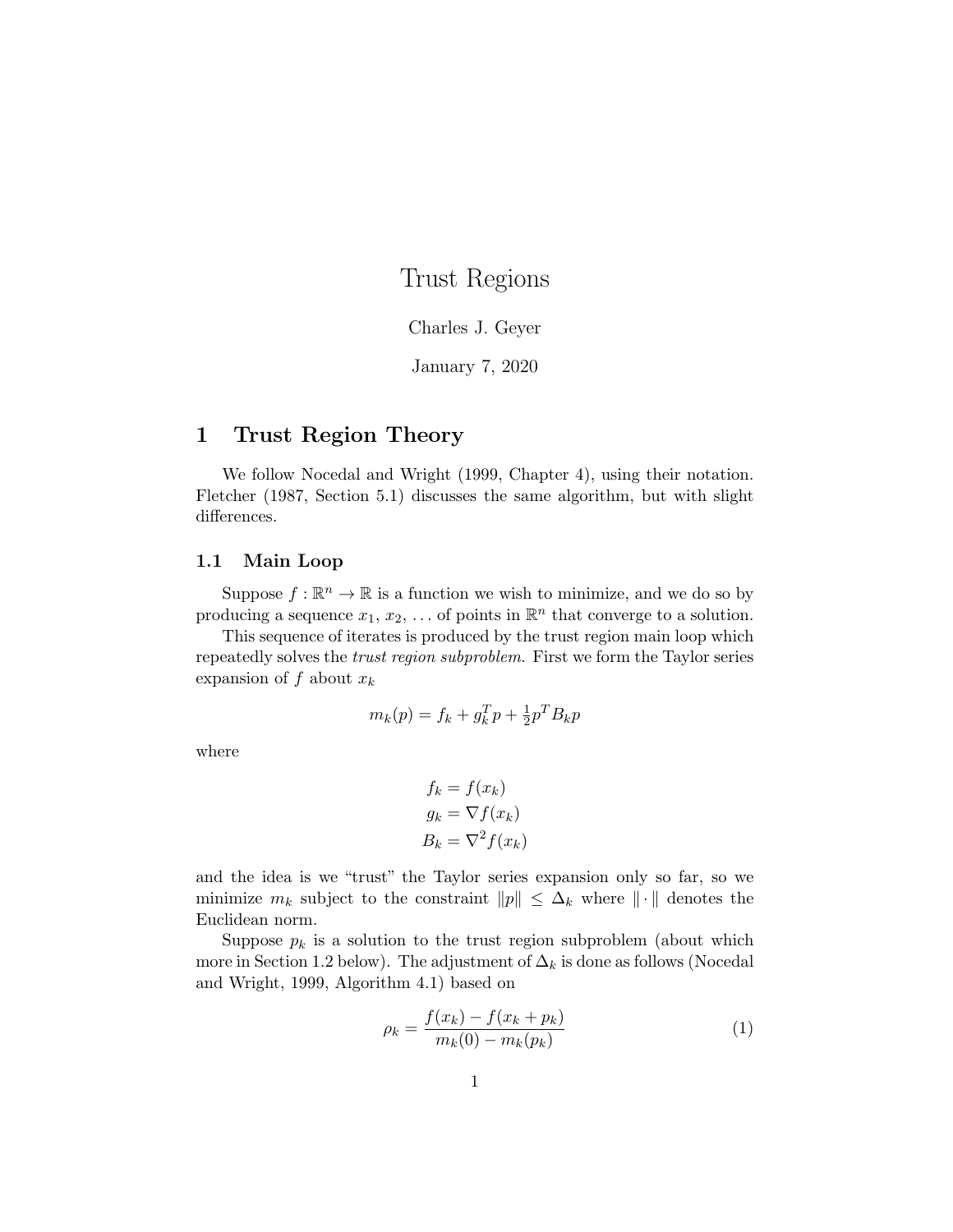# Trust Regions

Charles J. Geyer

January 7, 2020

## 1 Trust Region Theory

We follow Nocedal and Wright (1999, Chapter 4), using their notation. Fletcher (1987, Section 5.1) discusses the same algorithm, but with slight differences.

### 1.1 Main Loop

Suppose $f : \mathbb{R}^n \to \mathbb{R}$ is a function we wish to minimize, and we do so by producing a sequence $x_1$, $x_2$, … of points in $\mathbb{R}^n$ that converge to a solution.

This sequence of iterates is produced by the trust region main loop which repeatedly solves the *trust region subproblem*. First we form the Taylor series expansion of $f$ about $x_k$

$$m_k(p) = f_k + g_k^T p + \tfrac{1}{2} p^T B_k p$$

where

$$\begin{aligned} f_k &= f(x_k) \\ g_k &= \nabla f(x_k) \\ B_k &= \nabla^2 f(x_k) \end{aligned}$$

and the idea is we "trust" the Taylor series expansion only so far, so we minimize $m_k$ subject to the constraint $\|p\| \leq \Delta_k$ where $\|\cdot\|$ denotes the Euclidean norm.

Suppose $p_k$ is a solution to the trust region subproblem (about which more in Section 1.2 below). The adjustment of $\Delta_k$ is done as follows (Nocedal and Wright, 1999, Algorithm 4.1) based on

$$\rho_k = \frac{f(x_k) - f(x_k + p_k)}{m_k(0) - m_k(p_k)} \tag{1}$$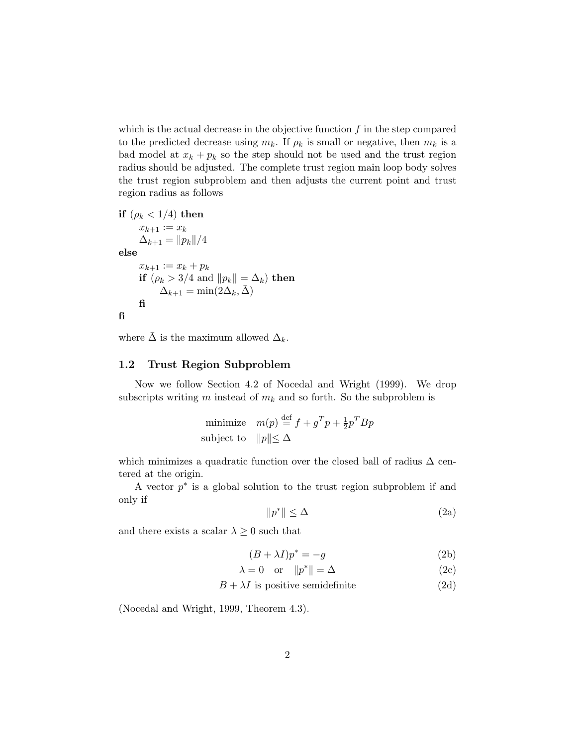which is the actual decrease in the objective function $f$ in the step compared to the predicted decrease using $m_k$. If $\rho_k$ is small or negative, then $m_k$ is a bad model at $x_k + p_k$ so the step should not be used and the trust region radius should be adjusted. The complete trust region main loop body solves the trust region subproblem and then adjusts the current point and trust region radius as follows

**if** $(\rho_k < 1/4)$ **then**
&nbsp;&nbsp;&nbsp;&nbsp;$x_{k+1} := x_k$
&nbsp;&nbsp;&nbsp;&nbsp;$\Delta_{k+1} = \|p_k\|/4$
**else**
&nbsp;&nbsp;&nbsp;&nbsp;$x_{k+1} := x_k + p_k$
&nbsp;&nbsp;&nbsp;&nbsp;**if** $(\rho_k > 3/4$ and $\|p_k\| = \Delta_k)$ **then**
&nbsp;&nbsp;&nbsp;&nbsp;&nbsp;&nbsp;&nbsp;&nbsp;$\Delta_{k+1} = \min(2\Delta_k, \bar{\Delta})$
&nbsp;&nbsp;&nbsp;&nbsp;**fi**
**fi**

where $\bar{\Delta}$ is the maximum allowed $\Delta_k$.

### 1.2 Trust Region Subproblem

Now we follow Section 4.2 of Nocedal and Wright (1999). We drop subscripts writing $m$ instead of $m_k$ and so forth. So the subproblem is

$$
\begin{array}{ll}
\text{minimize} & m(p) \stackrel{\text{def}}{=} f + g^T p + \frac{1}{2} p^T B p \\
\text{subject to} & \|p\| \leq \Delta
\end{array}
$$

which minimizes a quadratic function over the closed ball of radius $\Delta$ centered at the origin.

A vector $p^*$ is a global solution to the trust region subproblem if and only if

$$
\|p^*\| \leq \Delta \tag{2a}
$$

and there exists a scalar $\lambda \geq 0$ such that

$$
(B + \lambda I)p^* = -g \tag{2b}
$$

$$
\lambda = 0 \quad \text{or} \quad \|p^*\| = \Delta \tag{2c}
$$

$$
B + \lambda I \text{ is positive semidefinite} \tag{2d}
$$

(Nocedal and Wright, 1999, Theorem 4.3).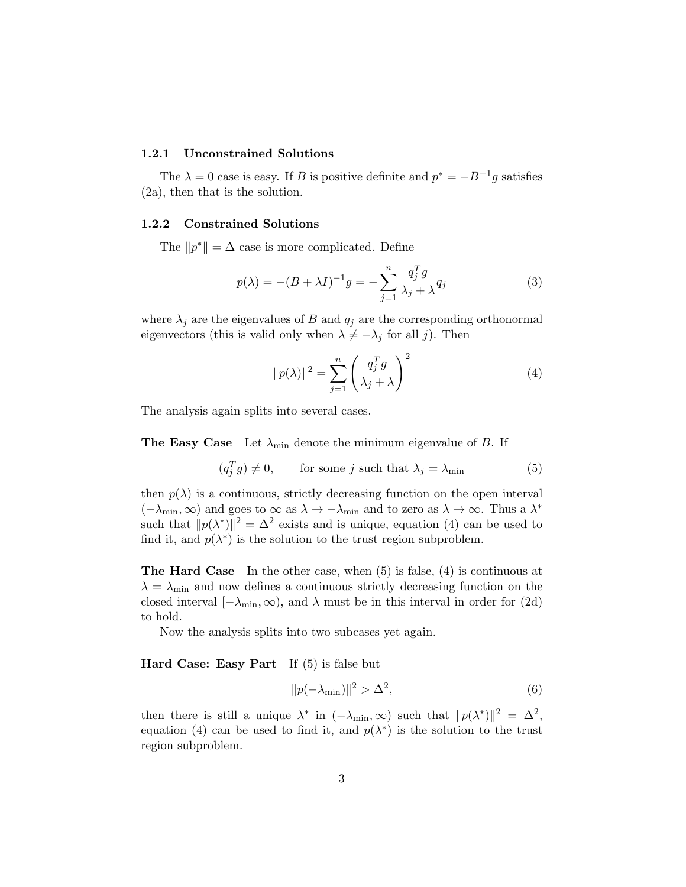### 1.2.1 Unconstrained Solutions

The $\lambda = 0$ case is easy. If $B$ is positive definite and $p^* = -B^{-1}g$ satisfies (2a), then that is the solution.

### 1.2.2 Constrained Solutions

The $\|p^*\| = \Delta$ case is more complicated. Define

$$p(\lambda) = -(B + \lambda I)^{-1} g = -\sum_{j=1}^{n} \frac{q_j^T g}{\lambda_j + \lambda} q_j \tag{3}$$

where $\lambda_j$ are the eigenvalues of $B$ and $q_j$ are the corresponding orthonormal eigenvectors (this is valid only when $\lambda \neq -\lambda_j$ for all $j$). Then

$$\|p(\lambda)\|^2 = \sum_{j=1}^{n} \left( \frac{q_j^T g}{\lambda_j + \lambda} \right)^2 \tag{4}$$

The analysis again splits into several cases.

**The Easy Case** Let $\lambda_{\min}$ denote the minimum eigenvalue of $B$. If

$$(q_j^T g) \neq 0, \qquad \text{for some } j \text{ such that } \lambda_j = \lambda_{\min} \tag{5}$$

then $p(\lambda)$ is a continuous, strictly decreasing function on the open interval $(-\lambda_{\min}, \infty)$ and goes to $\infty$ as $\lambda \to -\lambda_{\min}$ and to zero as $\lambda \to \infty$. Thus a $\lambda^*$ such that $\|p(\lambda^*)\|^2 = \Delta^2$ exists and is unique, equation (4) can be used to find it, and $p(\lambda^*)$ is the solution to the trust region subproblem.

**The Hard Case** In the other case, when (5) is false, (4) is continuous at $\lambda = \lambda_{\min}$ and now defines a continuous strictly decreasing function on the closed interval $[-\lambda_{\min}, \infty)$, and $\lambda$ must be in this interval in order for (2d) to hold.

Now the analysis splits into two subcases yet again.

**Hard Case: Easy Part** If (5) is false but

$$\|p(-\lambda_{\min})\|^2 > \Delta^2, \tag{6}$$

then there is still a unique $\lambda^*$ in $(-\lambda_{\min}, \infty)$ such that $\|p(\lambda^*)\|^2 = \Delta^2$, equation (4) can be used to find it, and $p(\lambda^*)$ is the solution to the trust region subproblem.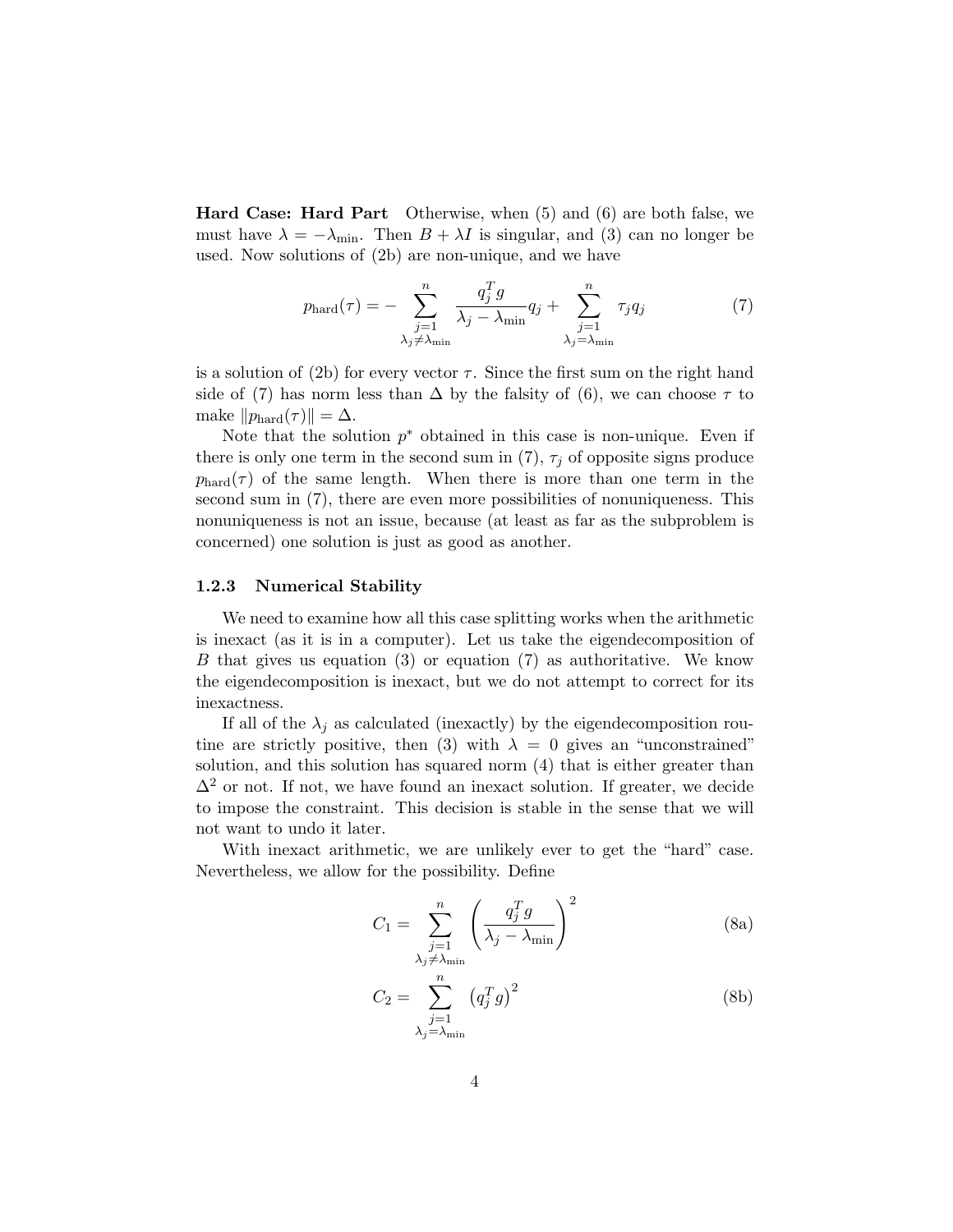**Hard Case: Hard Part** Otherwise, when (5) and (6) are both false, we must have $\lambda = -\lambda_{\min}$. Then $B + \lambda I$ is singular, and (3) can no longer be used. Now solutions of (2b) are non-unique, and we have

$$p_{\text{hard}}(\tau) = - \sum_{\substack{j=1 \\ \lambda_j \neq \lambda_{\min}}}^{n} \frac{q_j^T g}{\lambda_j - \lambda_{\min}} q_j + \sum_{\substack{j=1 \\ \lambda_j = \lambda_{\min}}}^{n} \tau_j q_j \tag{7}$$

is a solution of (2b) for every vector $\tau$. Since the first sum on the right hand side of (7) has norm less than $\Delta$ by the falsity of (6), we can choose $\tau$ to make $\|p_{\text{hard}}(\tau)\| = \Delta$.

Note that the solution $p^*$ obtained in this case is non-unique. Even if there is only one term in the second sum in (7), $\tau_j$ of opposite signs produce $p_{\text{hard}}(\tau)$ of the same length. When there is more than one term in the second sum in (7), there are even more possibilities of nonuniqueness. This nonuniqueness is not an issue, because (at least as far as the subproblem is concerned) one solution is just as good as another.

### 1.2.3 Numerical Stability

We need to examine how all this case splitting works when the arithmetic is inexact (as it is in a computer). Let us take the eigendecomposition of $B$ that gives us equation (3) or equation (7) as authoritative. We know the eigendecomposition is inexact, but we do not attempt to correct for its inexactness.

If all of the $\lambda_j$ as calculated (inexactly) by the eigendecomposition routine are strictly positive, then (3) with $\lambda = 0$ gives an "unconstrained" solution, and this solution has squared norm (4) that is either greater than $\Delta^2$ or not. If not, we have found an inexact solution. If greater, we decide to impose the constraint. This decision is stable in the sense that we will not want to undo it later.

With inexact arithmetic, we are unlikely ever to get the "hard" case. Nevertheless, we allow for the possibility. Define

$$C_1 = \sum_{\substack{j=1 \\ \lambda_j \neq \lambda_{\min}}}^{n} \left( \frac{q_j^T g}{\lambda_j - \lambda_{\min}} \right)^2 \tag{8a}$$

$$C_2 = \sum_{\substack{j=1 \\ \lambda_j = \lambda_{\min}}}^{n} \left( q_j^T g \right)^2 \tag{8b}$$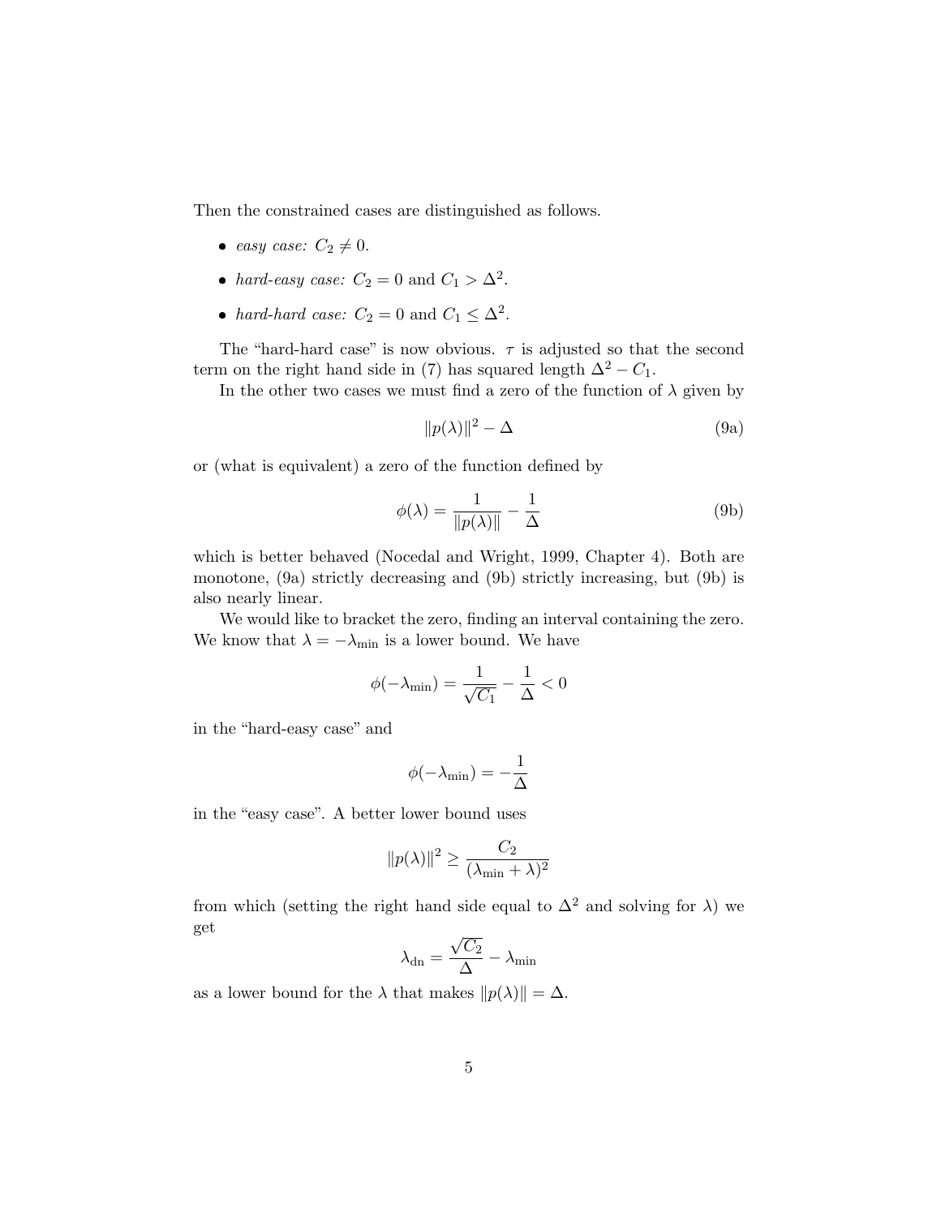Then the constrained cases are distinguished as follows.

- *easy case:* $C_2 \neq 0$.
- *hard-easy case:* $C_2 = 0$ and $C_1 > \Delta^2$.
- *hard-hard case:* $C_2 = 0$ and $C_1 \leq \Delta^2$.

The "hard-hard case" is now obvious. $\tau$ is adjusted so that the second term on the right hand side in (7) has squared length $\Delta^2 - C_1$.

In the other two cases we must find a zero of the function of $\lambda$ given by

$$\|p(\lambda)\|^2 - \Delta \tag{9a}$$

or (what is equivalent) a zero of the function defined by

$$\phi(\lambda) = \frac{1}{\|p(\lambda)\|} - \frac{1}{\Delta} \tag{9b}$$

which is better behaved (Nocedal and Wright, 1999, Chapter 4). Both are monotone, (9a) strictly decreasing and (9b) strictly increasing, but (9b) is also nearly linear.

We would like to bracket the zero, finding an interval containing the zero. We know that $\lambda = -\lambda_{\text{min}}$ is a lower bound. We have

$$\phi(-\lambda_{\text{min}}) = \frac{1}{\sqrt{C_1}} - \frac{1}{\Delta} < 0$$

in the "hard-easy case" and

$$\phi(-\lambda_{\text{min}}) = -\frac{1}{\Delta}$$

in the "easy case". A better lower bound uses

$$\|p(\lambda)\|^2 \geq \frac{C_2}{(\lambda_{\text{min}} + \lambda)^2}$$

from which (setting the right hand side equal to $\Delta^2$ and solving for $\lambda$) we get

$$\lambda_{\text{dn}} = \frac{\sqrt{C_2}}{\Delta} - \lambda_{\text{min}}$$

as a lower bound for the $\lambda$ that makes $\|p(\lambda)\| = \Delta$.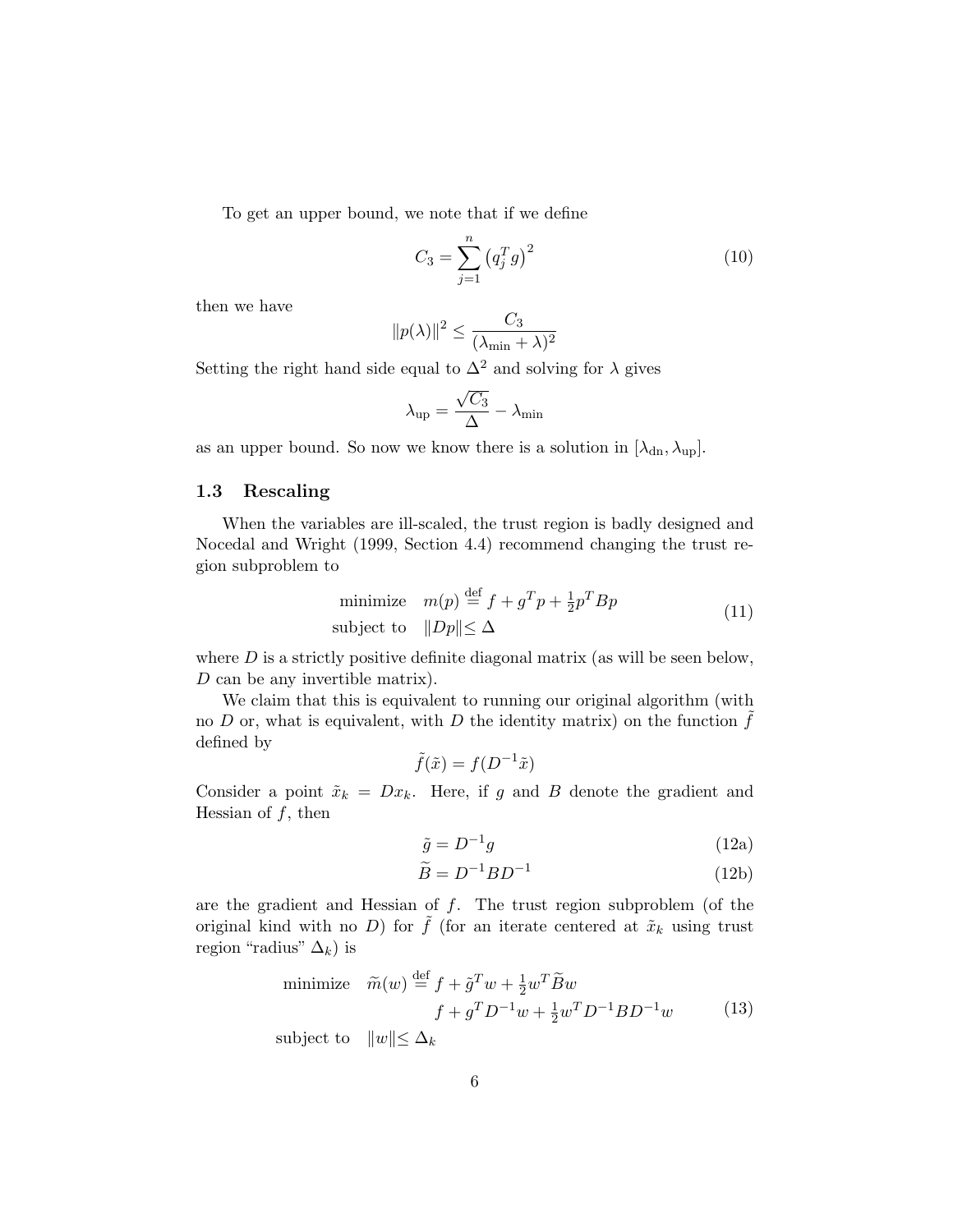To get an upper bound, we note that if we define

$$C_3 = \sum_{j=1}^{n} \left( q_j^T g \right)^2 \tag{10}$$

then we have

$$\|p(\lambda)\|^2 \leq \frac{C_3}{(\lambda_{\min} + \lambda)^2}$$

Setting the right hand side equal to $\Delta^2$ and solving for $\lambda$ gives

$$\lambda_{\text{up}} = \frac{\sqrt{C_3}}{\Delta} - \lambda_{\min}$$

as an upper bound. So now we know there is a solution in $[\lambda_{\text{dn}}, \lambda_{\text{up}}]$.

### 1.3 Rescaling

When the variables are ill-scaled, the trust region is badly designed and Nocedal and Wright (1999, Section 4.4) recommend changing the trust region subproblem to

$$\begin{aligned} \text{minimize} \quad & m(p) \stackrel{\text{def}}{=} f + g^T p + \tfrac{1}{2} p^T B p \\ \text{subject to} \quad & \|Dp\| \leq \Delta \end{aligned} \tag{11}$$

where $D$ is a strictly positive definite diagonal matrix (as will be seen below, $D$ can be any invertible matrix).

We claim that this is equivalent to running our original algorithm (with no $D$ or, what is equivalent, with $D$ the identity matrix) on the function $\tilde{f}$ defined by

$$\tilde{f}(\tilde{x}) = f(D^{-1}\tilde{x})$$

Consider a point $\tilde{x}_k = Dx_k$. Here, if $g$ and $B$ denote the gradient and Hessian of $f$, then

$$\tilde{g} = D^{-1} g \tag{12a}$$

$$\widetilde{B} = D^{-1} B D^{-1} \tag{12b}$$

are the gradient and Hessian of $\tilde{f}$. The trust region subproblem (of the original kind with no $D$) for $\tilde{f}$ (for an iterate centered at $\tilde{x}_k$ using trust region "radius" $\Delta_k$) is

$$\begin{aligned} \text{minimize} \quad & \widetilde{m}(w) \stackrel{\text{def}}{=} f + \tilde{g}^T w + \tfrac{1}{2} w^T \widetilde{B} w \\ & \qquad\quad f + g^T D^{-1} w + \tfrac{1}{2} w^T D^{-1} B D^{-1} w \\ \text{subject to} \quad & \|w\| \leq \Delta_k \end{aligned} \tag{13}$$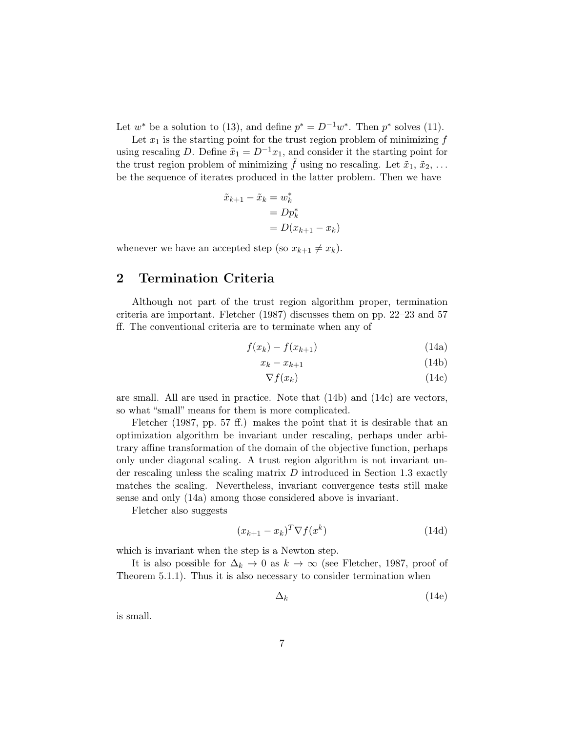Let $w^*$ be a solution to (13), and define $p^* = D^{-1} w^*$. Then $p^*$ solves (11).

Let $x_1$ is the starting point for the trust region problem of minimizing $f$ using rescaling $D$. Define $\tilde{x}_1 = D^{-1} x_1$, and consider it the starting point for the trust region problem of minimizing $\tilde{f}$ using no rescaling. Let $\tilde{x}_1$, $\tilde{x}_2$, ... be the sequence of iterates produced in the latter problem. Then we have

$$
\begin{aligned}
\tilde{x}_{k+1} - \tilde{x}_k &= w_k^* \\
&= D p_k^* \\
&= D(x_{k+1} - x_k)
\end{aligned}
$$

whenever we have an accepted step (so $x_{k+1} \neq x_k$).

## 2 Termination Criteria

Although not part of the trust region algorithm proper, termination criteria are important. Fletcher (1987) discusses them on pp. 22–23 and 57 ff. The conventional criteria are to terminate when any of

$$
f(x_k) - f(x_{k+1}) \tag{14a}
$$

$$
x_k - x_{k+1} \tag{14b}
$$

$$
\nabla f(x_k) \tag{14c}
$$

are small. All are used in practice. Note that (14b) and (14c) are vectors, so what "small" means for them is more complicated.

Fletcher (1987, pp. 57 ff.) makes the point that it is desirable that an optimization algorithm be invariant under rescaling, perhaps under arbitrary affine transformation of the domain of the objective function, perhaps only under diagonal scaling. A trust region algorithm is not invariant under rescaling unless the scaling matrix $D$ introduced in Section 1.3 exactly matches the scaling. Nevertheless, invariant convergence tests still make sense and only (14a) among those considered above is invariant.

Fletcher also suggests

$$
(x_{k+1} - x_k)^T \nabla f(x^k) \tag{14d}
$$

which is invariant when the step is a Newton step.

It is also possible for $\Delta_k \to 0$ as $k \to \infty$ (see Fletcher, 1987, proof of Theorem 5.1.1). Thus it is also necessary to consider termination when

$$
\Delta_k \tag{14e}
$$

is small.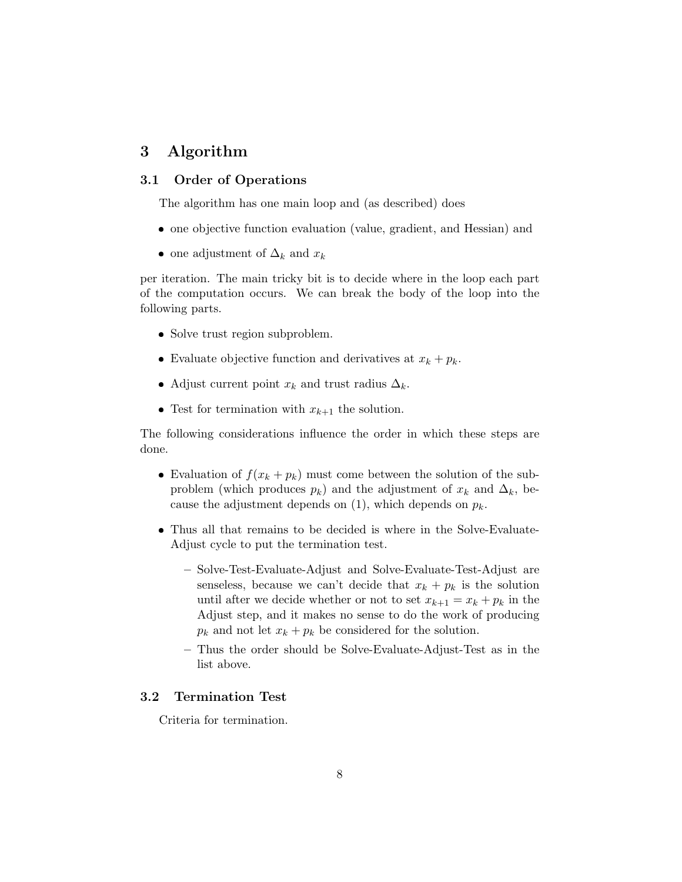# 3 Algorithm

## 3.1 Order of Operations

The algorithm has one main loop and (as described) does

- one objective function evaluation (value, gradient, and Hessian) and
- one adjustment of $\Delta_k$ and $x_k$

per iteration. The main tricky bit is to decide where in the loop each part of the computation occurs. We can break the body of the loop into the following parts.

- Solve trust region subproblem.
- Evaluate objective function and derivatives at $x_k + p_k$.
- Adjust current point $x_k$ and trust radius $\Delta_k$.
- Test for termination with $x_{k+1}$ the solution.

The following considerations influence the order in which these steps are done.

- Evaluation of $f(x_k + p_k)$ must come between the solution of the subproblem (which produces $p_k$) and the adjustment of $x_k$ and $\Delta_k$, because the adjustment depends on (1), which depends on $p_k$.
- Thus all that remains to be decided is where in the Solve-Evaluate-Adjust cycle to put the termination test.
  - Solve-Test-Evaluate-Adjust and Solve-Evaluate-Test-Adjust are senseless, because we can't decide that $x_k + p_k$ is the solution until after we decide whether or not to set $x_{k+1} = x_k + p_k$ in the Adjust step, and it makes no sense to do the work of producing $p_k$ and not let $x_k + p_k$ be considered for the solution.
  - Thus the order should be Solve-Evaluate-Adjust-Test as in the list above.

## 3.2 Termination Test

Criteria for termination.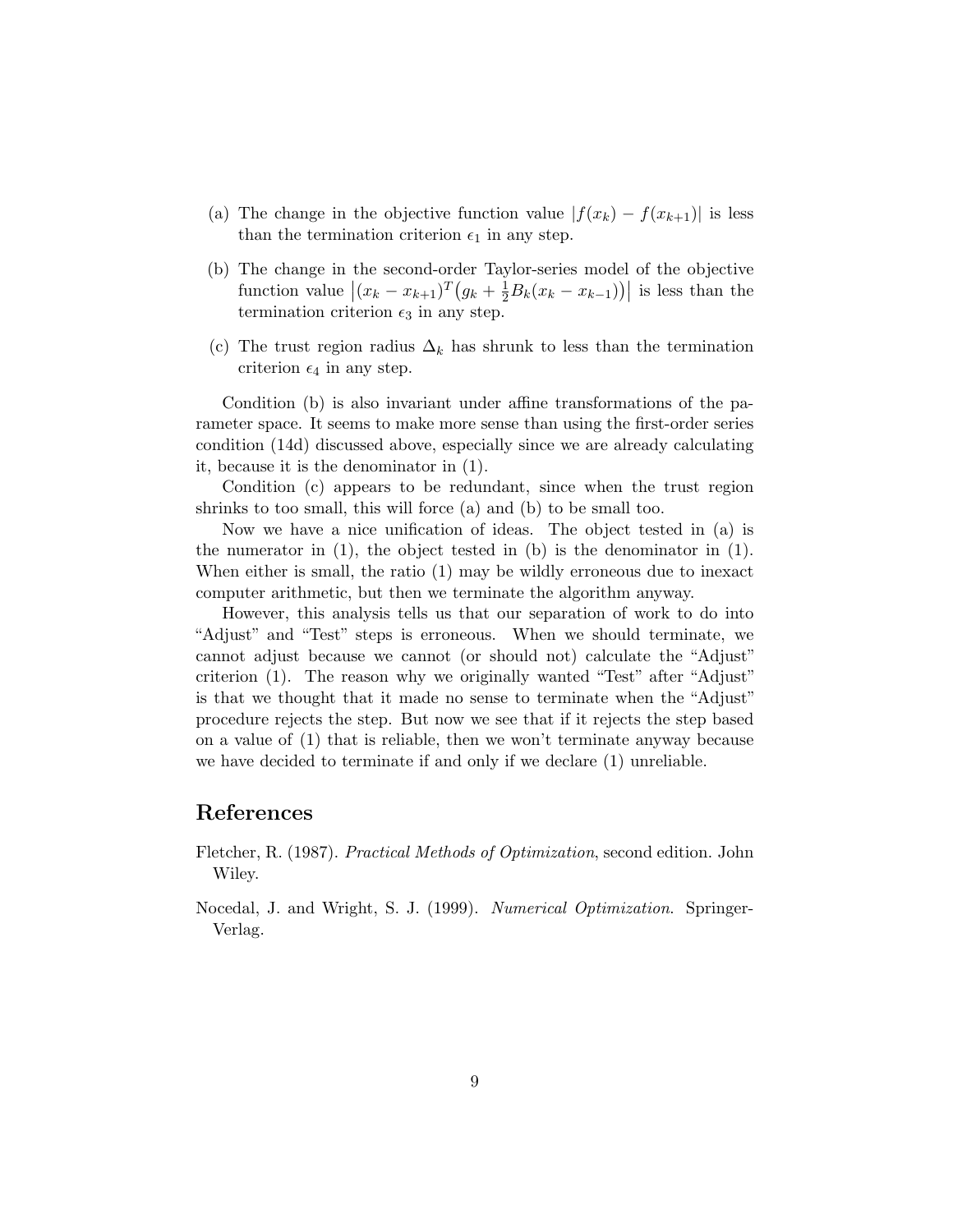(a) The change in the objective function value $|f(x_k) - f(x_{k+1})|$ is less than the termination criterion $\epsilon_1$ in any step.

(b) The change in the second-order Taylor-series model of the objective function value $\left|(x_k - x_{k+1})^T\big(g_k + \frac{1}{2}B_k(x_k - x_{k-1})\big)\right|$ is less than the termination criterion $\epsilon_3$ in any step.

(c) The trust region radius $\Delta_k$ has shrunk to less than the termination criterion $\epsilon_4$ in any step.

Condition (b) is also invariant under affine transformations of the parameter space. It seems to make more sense than using the first-order series condition (14d) discussed above, especially since we are already calculating it, because it is the denominator in (1).

Condition (c) appears to be redundant, since when the trust region shrinks to too small, this will force (a) and (b) to be small too.

Now we have a nice unification of ideas. The object tested in (a) is the numerator in (1), the object tested in (b) is the denominator in (1). When either is small, the ratio (1) may be wildly erroneous due to inexact computer arithmetic, but then we terminate the algorithm anyway.

However, this analysis tells us that our separation of work to do into "Adjust" and "Test" steps is erroneous. When we should terminate, we cannot adjust because we cannot (or should not) calculate the "Adjust" criterion (1). The reason why we originally wanted "Test" after "Adjust" is that we thought that it made no sense to terminate when the "Adjust" procedure rejects the step. But now we see that if it rejects the step based on a value of (1) that is reliable, then we won't terminate anyway because we have decided to terminate if and only if we declare (1) unreliable.

## References

Fletcher, R. (1987). *Practical Methods of Optimization*, second edition. John Wiley.

Nocedal, J. and Wright, S. J. (1999). *Numerical Optimization*. Springer-Verlag.